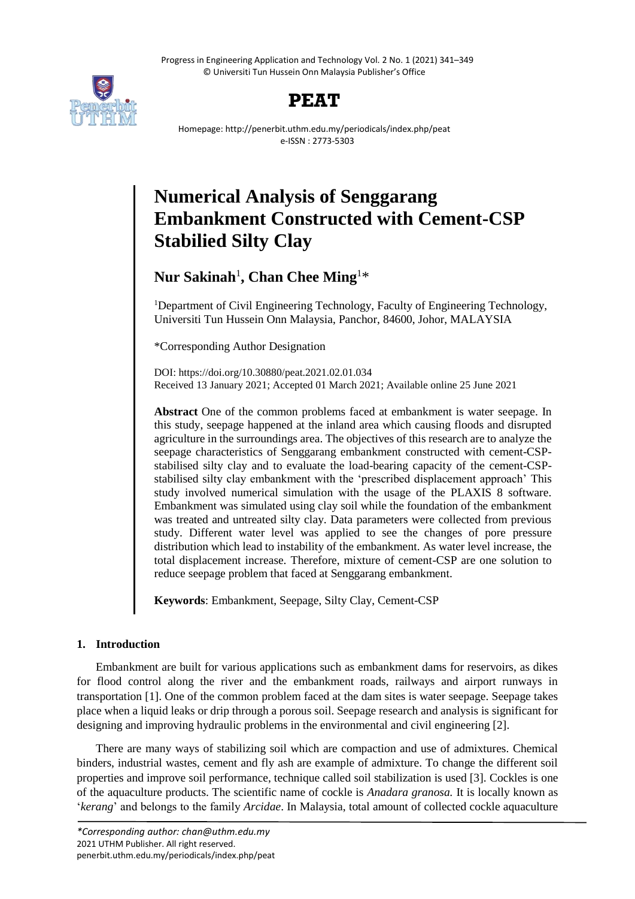# Numerical Analysis of Senggarang Embankment Constructed with Cement-CSP Stabilied Silty Clay

**Nur Sakinah**[1], **Chan Chee Ming**[1]*

[1]Department of Civil Engineering Technology, Faculty of Engineering Technology, Universiti Tun Hussein Onn Malaysia, Panchor, 84600, Johor, MALAYSIA

*Corresponding Author Designation

DOI: https://doi.org/10.30880/peat.2021.02.01.034
Received 13 January 2021; Accepted 01 March 2021; Available online 25 June 2021

**Abstract** One of the common problems faced at embankment is water seepage. In this study, seepage happened at the inland area which causing floods and disrupted agriculture in the surroundings area. The objectives of this research are to analyze the seepage characteristics of Senggarang embankment constructed with cement-CSP-stabilised silty clay and to evaluate the load-bearing capacity of the cement-CSP-stabilised silty clay embankment with the 'prescribed displacement approach' This study involved numerical simulation with the usage of the PLAXIS 8 software. Embankment was simulated using clay soil while the foundation of the embankment was treated and untreated silty clay. Data parameters were collected from previous study. Different water level was applied to see the changes of pore pressure distribution which lead to instability of the embankment. As water level increase, the total displacement increase. Therefore, mixture of cement-CSP are one solution to reduce seepage problem that faced at Senggarang embankment.

**Keywords**: Embankment, Seepage, Silty Clay, Cement-CSP

## 1. Introduction

Embankment are built for various applications such as embankment dams for reservoirs, as dikes for flood control along the river and the embankment roads, railways and airport runways in transportation [1]. One of the common problem faced at the dam sites is water seepage. Seepage takes place when a liquid leaks or drip through a porous soil. Seepage research and analysis is significant for designing and improving hydraulic problems in the environmental and civil engineering [2].

There are many ways of stabilizing soil which are compaction and use of admixtures. Chemical binders, industrial wastes, cement and fly ash are example of admixture. To change the different soil properties and improve soil performance, technique called soil stabilization is used [3]. Cockles is one of the aquaculture products. The scientific name of cockle is *Anadara granosa.* It is locally known as '*kerang*' and belongs to the family *Arcidae*. In Malaysia, total amount of collected cockle aquaculture

*\*Corresponding author: chan@uthm.edu.my*
2021 UTHM Publisher. All right reserved.
penerbit.uthm.edu.my/periodicals/index.php/peat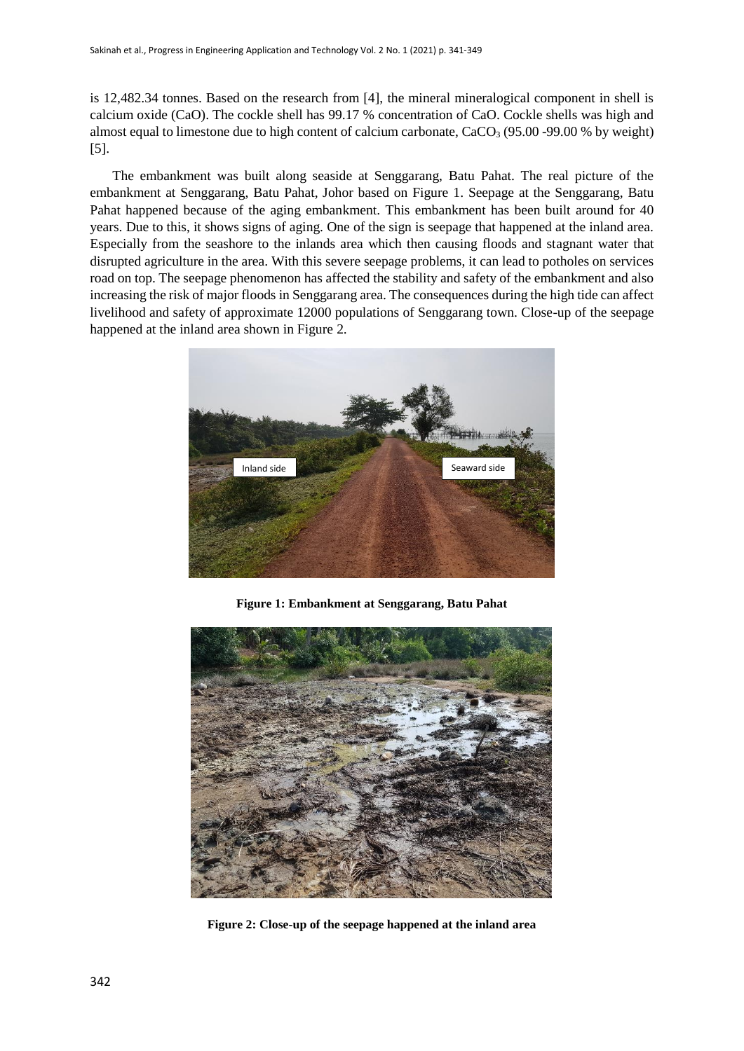is 12,482.34 tonnes. Based on the research from [4], the mineral mineralogical component in shell is calcium oxide (CaO). The cockle shell has 99.17 % concentration of CaO. Cockle shells was high and almost equal to limestone due to high content of calcium carbonate, $CaCO_3$ (95.00 -99.00 % by weight) [5].

The embankment was built along seaside at Senggarang, Batu Pahat. The real picture of the embankment at Senggarang, Batu Pahat, Johor based on Figure 1. Seepage at the Senggarang, Batu Pahat happened because of the aging embankment. This embankment has been built around for 40 years. Due to this, it shows signs of aging. One of the sign is seepage that happened at the inland area. Especially from the seashore to the inlands area which then causing floods and stagnant water that disrupted agriculture in the area. With this severe seepage problems, it can lead to potholes on services road on top. The seepage phenomenon has affected the stability and safety of the embankment and also increasing the risk of major floods in Senggarang area. The consequences during the high tide can affect livelihood and safety of approximate 12000 populations of Senggarang town. Close-up of the seepage happened at the inland area shown in Figure 2.

**Figure 1: Embankment at Senggarang, Batu Pahat**

**Figure 2: Close-up of the seepage happened at the inland area**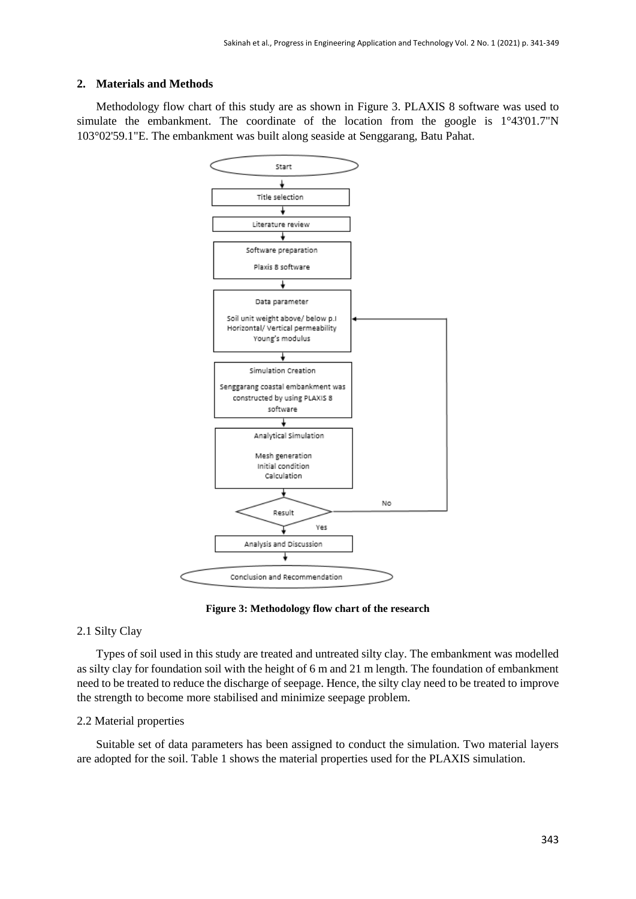## 2. Materials and Methods

Methodology flow chart of this study are as shown in Figure 3. PLAXIS 8 software was used to simulate the embankment. The coordinate of the location from the google is 1°43'01.7"N 103°02'59.1"E. The embankment was built along seaside at Senggarang, Batu Pahat.

**Figure 3: Methodology flow chart of the research**

2.1 Silty Clay

Types of soil used in this study are treated and untreated silty clay. The embankment was modelled as silty clay for foundation soil with the height of 6 m and 21 m length. The foundation of embankment need to be treated to reduce the discharge of seepage. Hence, the silty clay need to be treated to improve the strength to become more stabilised and minimize seepage problem.

2.2 Material properties

Suitable set of data parameters has been assigned to conduct the simulation. Two material layers are adopted for the soil. Table 1 shows the material properties used for the PLAXIS simulation.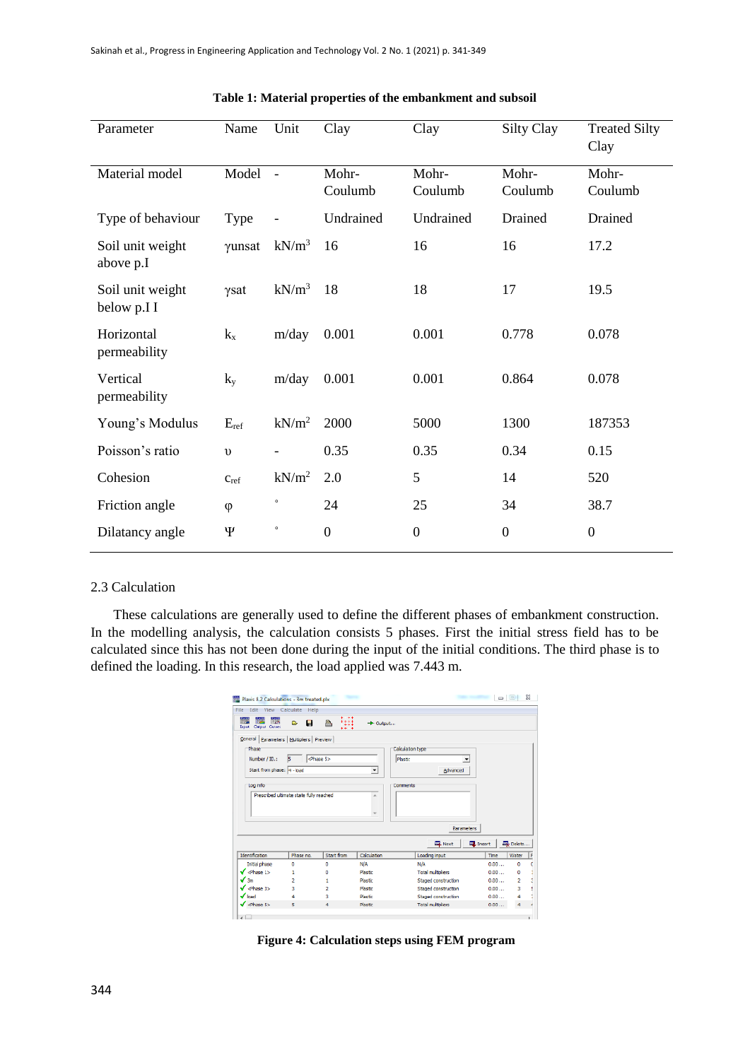**Table 1: Material properties of the embankment and subsoil**

| Parameter | Name | Unit | Clay | Clay | Silty Clay | Treated Silty Clay |
|---|---|---|---|---|---|---|
| Material model | Model | - | Mohr-Coulumb | Mohr-Coulumb | Mohr-Coulumb | Mohr-Coulumb |
| Type of behaviour | Type | - | Undrained | Undrained | Drained | Drained |
| Soil unit weight above p.I | $\gamma$unsat | kN/m$^3$ | 16 | 16 | 16 | 17.2 |
| Soil unit weight below p.I I | $\gamma$sat | kN/m$^3$ | 18 | 18 | 17 | 19.5 |
| Horizontal permeability | $k_x$ | m/day | 0.001 | 0.001 | 0.778 | 0.078 |
| Vertical permeability | $k_y$ | m/day | 0.001 | 0.001 | 0.864 | 0.078 |
| Young's Modulus | $E_{ref}$ | kN/m$^2$ | 2000 | 5000 | 1300 | 187353 |
| Poisson's ratio | $\upsilon$ | - | 0.35 | 0.35 | 0.34 | 0.15 |
| Cohesion | $c_{ref}$ | kN/m$^2$ | 2.0 | 5 | 14 | 520 |
| Friction angle | $\varphi$ | ° | 24 | 25 | 34 | 38.7 |
| Dilatancy angle | $\Psi$ | ° | 0 | 0 | 0 | 0 |

## 2.3 Calculation

These calculations are generally used to define the different phases of embankment construction. In the modelling analysis, the calculation consists 5 phases. First the initial stress field has to be calculated since this has not been done during the input of the initial conditions. The third phase is to defined the loading. In this research, the load applied was 7.443 m.

**Figure 4: Calculation steps using FEM program**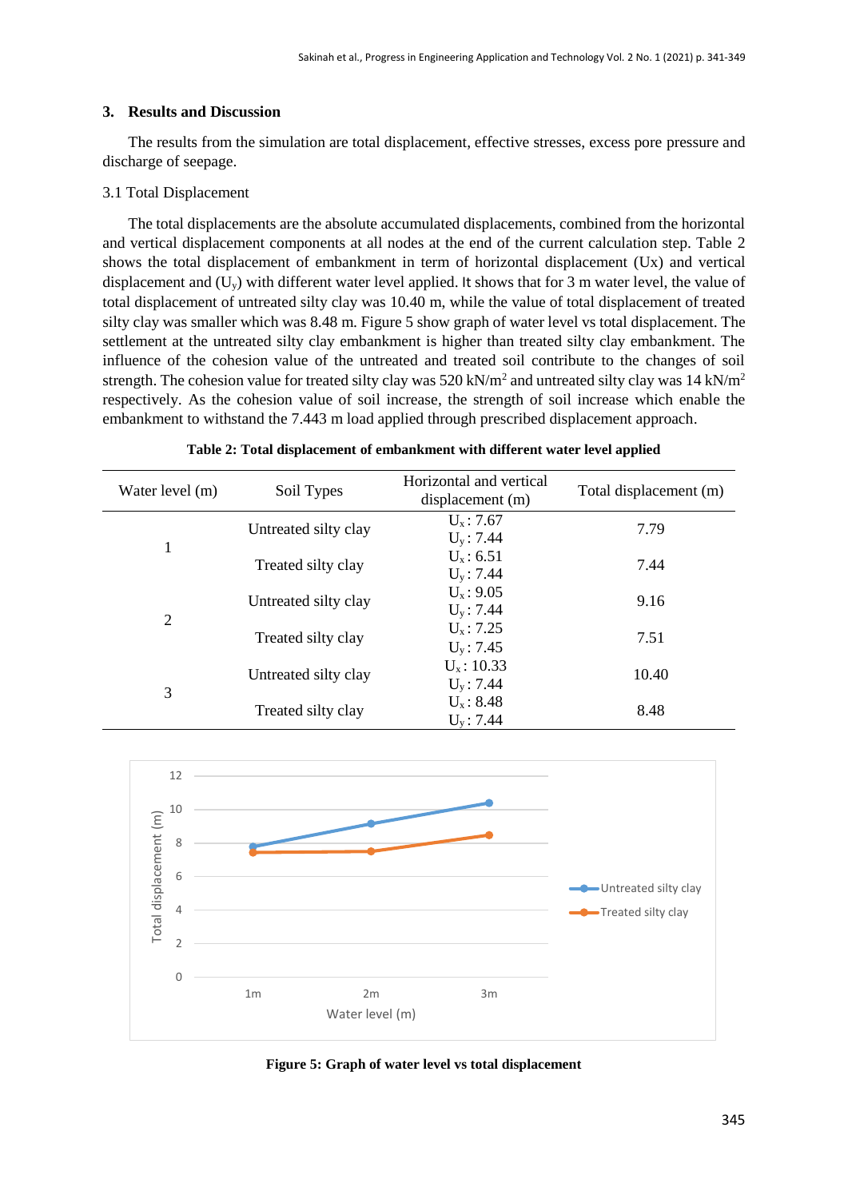## 3. Results and Discussion

The results from the simulation are total displacement, effective stresses, excess pore pressure and discharge of seepage.

### 3.1 Total Displacement

The total displacements are the absolute accumulated displacements, combined from the horizontal and vertical displacement components at all nodes at the end of the current calculation step. Table 2 shows the total displacement of embankment in term of horizontal displacement (Ux) and vertical displacement and ($U_y$) with different water level applied. It shows that for 3 m water level, the value of total displacement of untreated silty clay was 10.40 m, while the value of total displacement of treated silty clay was smaller which was 8.48 m. Figure 5 show graph of water level vs total displacement. The settlement at the untreated silty clay embankment is higher than treated silty clay embankment. The influence of the cohesion value of the untreated and treated soil contribute to the changes of soil strength. The cohesion value for treated silty clay was 520 kN/m$^2$ and untreated silty clay was 14 kN/m$^2$ respectively. As the cohesion value of soil increase, the strength of soil increase which enable the embankment to withstand the 7.443 m load applied through prescribed displacement approach.

**Table 2: Total displacement of embankment with different water level applied**

| Water level (m) | Soil Types | Horizontal and vertical displacement (m) | Total displacement (m) |
|---|---|---|---|
| 1 | Untreated silty clay | $U_x$ : 7.67<br>$U_y$ : 7.44 | 7.79 |
| | Treated silty clay | $U_x$ : 6.51<br>$U_y$ : 7.44 | 7.44 |
| 2 | Untreated silty clay | $U_x$ : 9.05<br>$U_y$ : 7.44 | 9.16 |
| | Treated silty clay | $U_x$ : 7.25<br>$U_y$ : 7.45 | 7.51 |
| 3 | Untreated silty clay | $U_x$ : 10.33<br>$U_y$ : 7.44 | 10.40 |
| | Treated silty clay | $U_x$ : 8.48<br>$U_y$ : 7.44 | 8.48 |

**Figure 5: Graph of water level vs total displacement**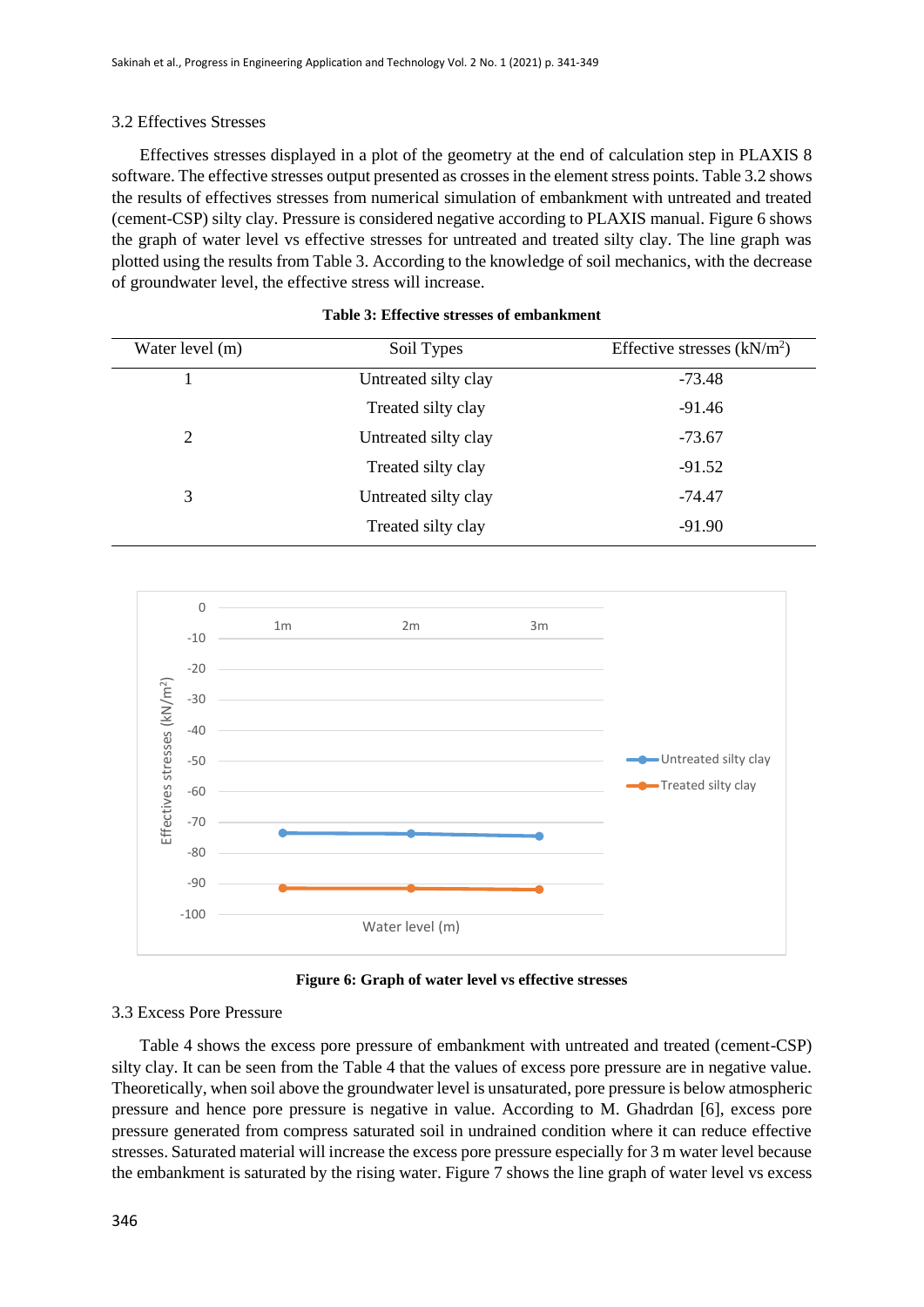### 3.2 Effectives Stresses

Effectives stresses displayed in a plot of the geometry at the end of calculation step in PLAXIS 8 software. The effective stresses output presented as crosses in the element stress points. Table 3.2 shows the results of effectives stresses from numerical simulation of embankment with untreated and treated (cement-CSP) silty clay. Pressure is considered negative according to PLAXIS manual. Figure 6 shows the graph of water level vs effective stresses for untreated and treated silty clay. The line graph was plotted using the results from Table 3. According to the knowledge of soil mechanics, with the decrease of groundwater level, the effective stress will increase.

**Table 3: Effective stresses of embankment**

| Water level (m) | Soil Types | Effective stresses (kN/m$^2$) |
|---|---|---|
| 1 | Untreated silty clay | -73.48 |
| | Treated silty clay | -91.46 |
| 2 | Untreated silty clay | -73.67 |
| | Treated silty clay | -91.52 |
| 3 | Untreated silty clay | -74.47 |
| | Treated silty clay | -91.90 |

**Figure 6: Graph of water level vs effective stresses**

### 3.3 Excess Pore Pressure

Table 4 shows the excess pore pressure of embankment with untreated and treated (cement-CSP) silty clay. It can be seen from the Table 4 that the values of excess pore pressure are in negative value. Theoretically, when soil above the groundwater level is unsaturated, pore pressure is below atmospheric pressure and hence pore pressure is negative in value. According to M. Ghadrdan [6], excess pore pressure generated from compress saturated soil in undrained condition where it can reduce effective stresses. Saturated material will increase the excess pore pressure especially for 3 m water level because the embankment is saturated by the rising water. Figure 7 shows the line graph of water level vs excess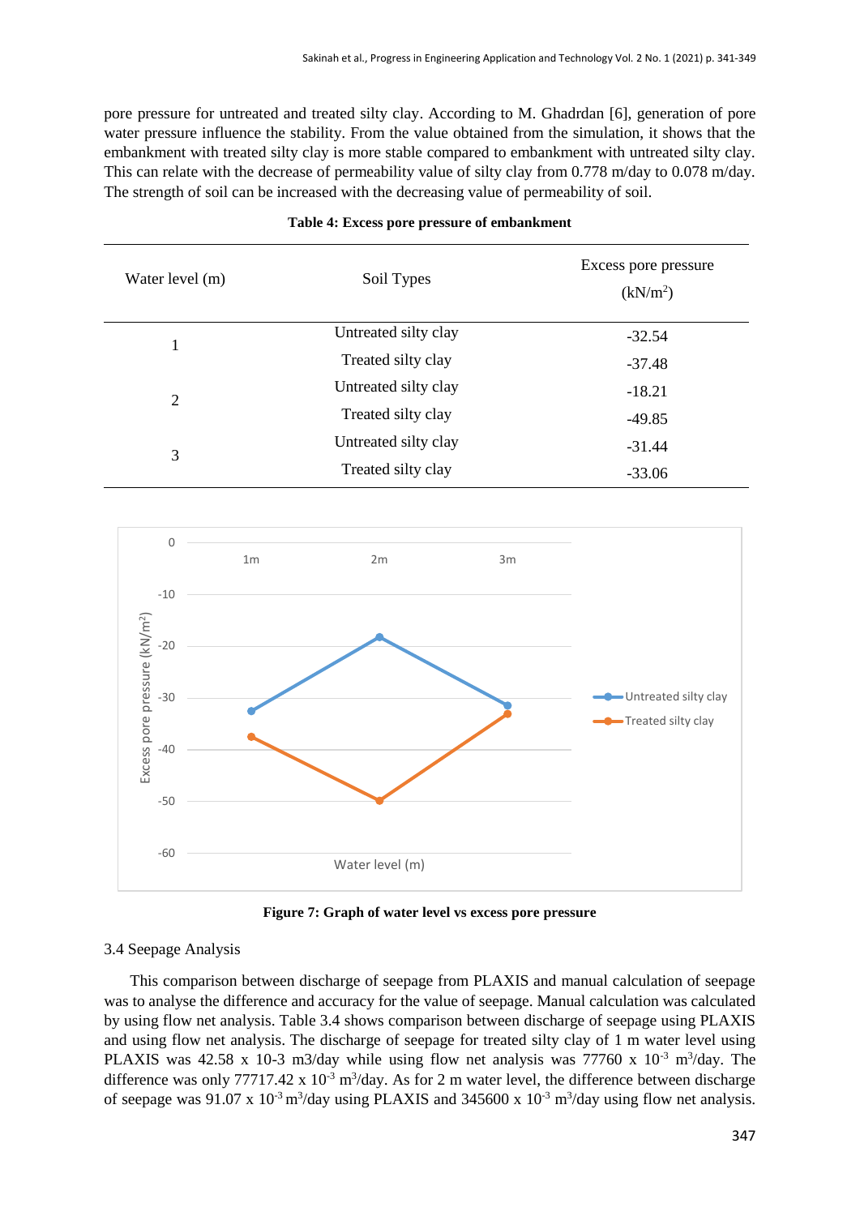pore pressure for untreated and treated silty clay. According to M. Ghadrdan [6], generation of pore water pressure influence the stability. From the value obtained from the simulation, it shows that the embankment with treated silty clay is more stable compared to embankment with untreated silty clay. This can relate with the decrease of permeability value of silty clay from 0.778 m/day to 0.078 m/day. The strength of soil can be increased with the decreasing value of permeability of soil.

**Table 4: Excess pore pressure of embankment**

| Water level (m) | Soil Types | Excess pore pressure ($kN/m^2$) |
|---|---|---|
| 1 | Untreated silty clay | -32.54 |
| | Treated silty clay | -37.48 |
| 2 | Untreated silty clay | -18.21 |
| | Treated silty clay | -49.85 |
| 3 | Untreated silty clay | -31.44 |
| | Treated silty clay | -33.06 |

**Figure 7: Graph of water level vs excess pore pressure**

### 3.4 Seepage Analysis

This comparison between discharge of seepage from PLAXIS and manual calculation of seepage was to analyse the difference and accuracy for the value of seepage. Manual calculation was calculated by using flow net analysis. Table 3.4 shows comparison between discharge of seepage using PLAXIS and using flow net analysis. The discharge of seepage for treated silty clay of 1 m water level using PLAXIS was 42.58 x 10-3 m3/day while using flow net analysis was 77760 x $10^{-3}$ $m^3$/day. The difference was only 77717.42 x $10^{-3}$ $m^3$/day. As for 2 m water level, the difference between discharge of seepage was 91.07 x $10^{-3}$ $m^3$/day using PLAXIS and 345600 x $10^{-3}$ $m^3$/day using flow net analysis.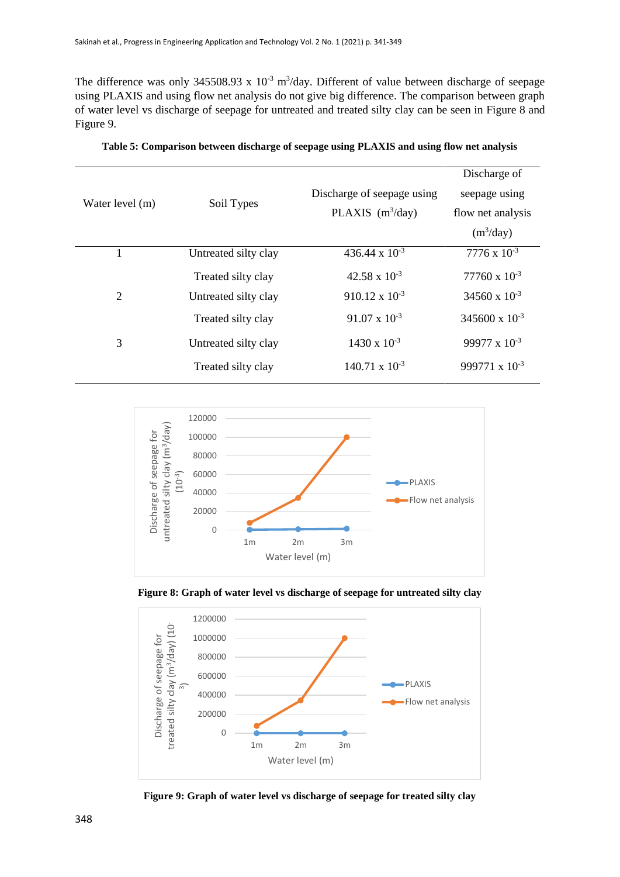The difference was only 345508.93 x $10^{-3}$ $m^3$/day. Different of value between discharge of seepage using PLAXIS and using flow net analysis do not give big difference. The comparison between graph of water level vs discharge of seepage for untreated and treated silty clay can be seen in Figure 8 and Figure 9.

**Table 5: Comparison between discharge of seepage using PLAXIS and using flow net analysis**

| Water level (m) | Soil Types | Discharge of seepage using PLAXIS ($m^3$/day) | Discharge of seepage using flow net analysis ($m^3$/day) |
|---|---|---|---|
| 1 | Untreated silty clay | 436.44 x $10^{-3}$ | 7776 x $10^{-3}$ |
| | Treated silty clay | 42.58 x $10^{-3}$ | 77760 x $10^{-3}$ |
| 2 | Untreated silty clay | 910.12 x $10^{-3}$ | 34560 x $10^{-3}$ |
| | Treated silty clay | 91.07 x $10^{-3}$ | 345600 x $10^{-3}$ |
| 3 | Untreated silty clay | 1430 x $10^{-3}$ | 99977 x $10^{-3}$ |
| | Treated silty clay | 140.71 x $10^{-3}$ | 999771 x $10^{-3}$ |

**Figure 8: Graph of water level vs discharge of seepage for untreated silty clay**

**Figure 9: Graph of water level vs discharge of seepage for treated silty clay**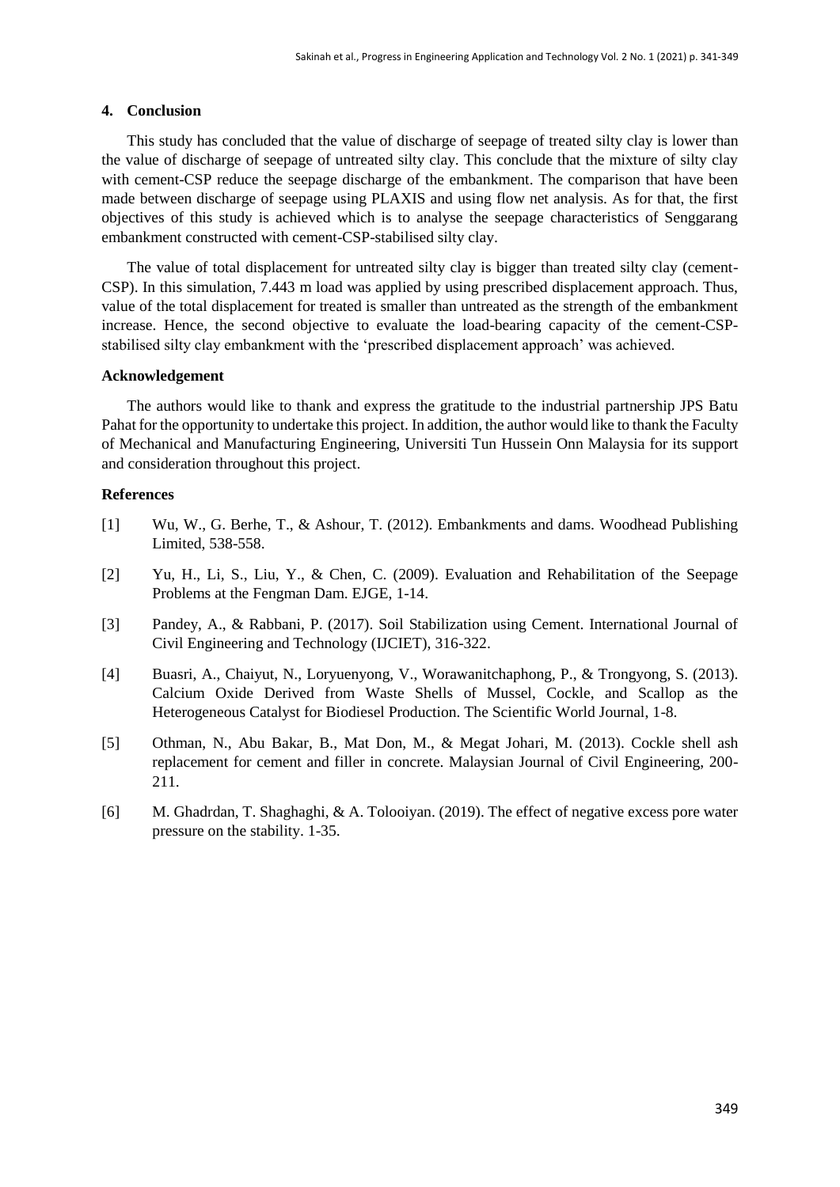## 4. Conclusion

This study has concluded that the value of discharge of seepage of treated silty clay is lower than the value of discharge of seepage of untreated silty clay. This conclude that the mixture of silty clay with cement-CSP reduce the seepage discharge of the embankment. The comparison that have been made between discharge of seepage using PLAXIS and using flow net analysis. As for that, the first objectives of this study is achieved which is to analyse the seepage characteristics of Senggarang embankment constructed with cement-CSP-stabilised silty clay.

The value of total displacement for untreated silty clay is bigger than treated silty clay (cement-CSP). In this simulation, 7.443 m load was applied by using prescribed displacement approach. Thus, value of the total displacement for treated is smaller than untreated as the strength of the embankment increase. Hence, the second objective to evaluate the load-bearing capacity of the cement-CSP-stabilised silty clay embankment with the 'prescribed displacement approach' was achieved.

### Acknowledgement

The authors would like to thank and express the gratitude to the industrial partnership JPS Batu Pahat for the opportunity to undertake this project. In addition, the author would like to thank the Faculty of Mechanical and Manufacturing Engineering, Universiti Tun Hussein Onn Malaysia for its support and consideration throughout this project.

### References

[1] Wu, W., G. Berhe, T., & Ashour, T. (2012). Embankments and dams. Woodhead Publishing Limited, 538-558.

[2] Yu, H., Li, S., Liu, Y., & Chen, C. (2009). Evaluation and Rehabilitation of the Seepage Problems at the Fengman Dam. EJGE, 1-14.

[3] Pandey, A., & Rabbani, P. (2017). Soil Stabilization using Cement. International Journal of Civil Engineering and Technology (IJCIET), 316-322.

[4] Buasri, A., Chaiyut, N., Loryuenyong, V., Worawanitchaphong, P., & Trongyong, S. (2013). Calcium Oxide Derived from Waste Shells of Mussel, Cockle, and Scallop as the Heterogeneous Catalyst for Biodiesel Production. The Scientific World Journal, 1-8.

[5] Othman, N., Abu Bakar, B., Mat Don, M., & Megat Johari, M. (2013). Cockle shell ash replacement for cement and filler in concrete. Malaysian Journal of Civil Engineering, 200-211.

[6] M. Ghadrdan, T. Shaghaghi, & A. Tolooiyan. (2019). The effect of negative excess pore water pressure on the stability. 1-35.